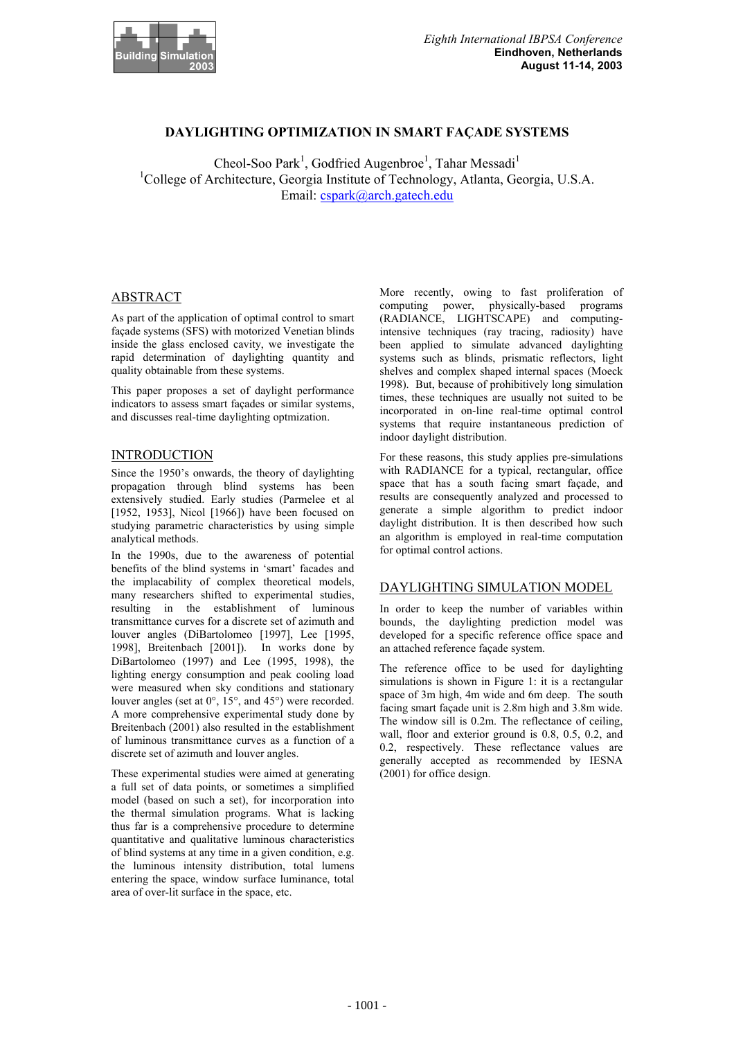# DAYLIGHTING OPTIMIZATION IN SMART FAÇADE SYSTEMS

Cheol-Soo Park[1], Godfried Augenbroe[1], Tahar Messadi[1]
[1]College of Architecture, Georgia Institute of Technology, Atlanta, Georgia, U.S.A.
Email: cspark@arch.gatech.edu

## ABSTRACT

As part of the application of optimal control to smart façade systems (SFS) with motorized Venetian blinds inside the glass enclosed cavity, we investigate the rapid determination of daylighting quantity and quality obtainable from these systems.

This paper proposes a set of daylight performance indicators to assess smart façades or similar systems, and discusses real-time daylighting optmization.

## INTRODUCTION

Since the 1950's onwards, the theory of daylighting propagation through blind systems has been extensively studied. Early studies (Parmelee et al [1952, 1953], Nicol [1966]) have been focused on studying parametric characteristics by using simple analytical methods.

In the 1990s, due to the awareness of potential benefits of the blind systems in 'smart' facades and the implacability of complex theoretical models, many researchers shifted to experimental studies, resulting in the establishment of luminous transmittance curves for a discrete set of azimuth and louver angles (DiBartolomeo [1997], Lee [1995, 1998], Breitenbach [2001]). In works done by DiBartolomeo (1997) and Lee (1995, 1998), the lighting energy consumption and peak cooling load were measured when sky conditions and stationary louver angles (set at 0°, 15°, and 45°) were recorded. A more comprehensive experimental study done by Breitenbach (2001) also resulted in the establishment of luminous transmittance curves as a function of a discrete set of azimuth and louver angles.

These experimental studies were aimed at generating a full set of data points, or sometimes a simplified model (based on such a set), for incorporation into the thermal simulation programs. What is lacking thus far is a comprehensive procedure to determine quantitative and qualitative luminous characteristics of blind systems at any time in a given condition, e.g. the luminous intensity distribution, total lumens entering the space, window surface luminance, total area of over-lit surface in the space, etc.

More recently, owing to fast proliferation of computing power, physically-based programs (RADIANCE, LIGHTSCAPE) and computing-intensive techniques (ray tracing, radiosity) have been applied to simulate advanced daylighting systems such as blinds, prismatic reflectors, light shelves and complex shaped internal spaces (Moeck 1998). But, because of prohibitively long simulation times, these techniques are usually not suited to be incorporated in on-line real-time optimal control systems that require instantaneous prediction of indoor daylight distribution.

For these reasons, this study applies pre-simulations with RADIANCE for a typical, rectangular, office space that has a south facing smart façade, and results are consequently analyzed and processed to generate a simple algorithm to predict indoor daylight distribution. It is then described how such an algorithm is employed in real-time computation for optimal control actions.

## DAYLIGHTING SIMULATION MODEL

In order to keep the number of variables within bounds, the daylighting prediction model was developed for a specific reference office space and an attached reference façade system.

The reference office to be used for daylighting simulations is shown in Figure 1: it is a rectangular space of 3m high, 4m wide and 6m deep. The south facing smart façade unit is 2.8m high and 3.8m wide. The window sill is 0.2m. The reflectance of ceiling, wall, floor and exterior ground is 0.8, 0.5, 0.2, and 0.2, respectively. These reflectance values are generally accepted as recommended by IESNA (2001) for office design.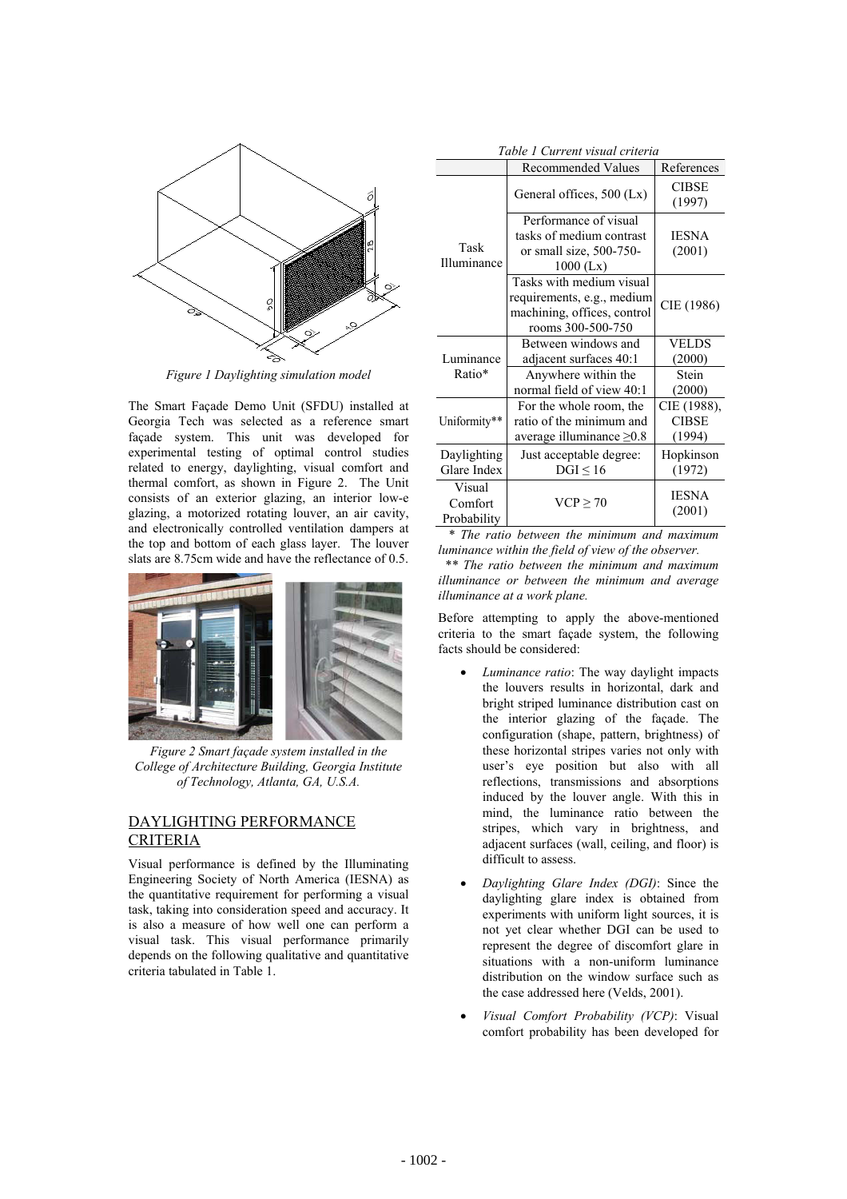*Figure 1 Daylighting simulation model*

The Smart Façade Demo Unit (SFDU) installed at Georgia Tech was selected as a reference smart façade system. This unit was developed for experimental testing of optimal control studies related to energy, daylighting, visual comfort and thermal comfort, as shown in Figure 2. The Unit consists of an exterior glazing, an interior low-e glazing, a motorized rotating louver, an air cavity, and electronically controlled ventilation dampers at the top and bottom of each glass layer. The louver slats are 8.75cm wide and have the reflectance of 0.5.

*Figure 2 Smart façade system installed in the College of Architecture Building, Georgia Institute of Technology, Atlanta, GA, U.S.A.*

## DAYLIGHTING PERFORMANCE CRITERIA

Visual performance is defined by the Illuminating Engineering Society of North America (IESNA) as the quantitative requirement for performing a visual task, taking into consideration speed and accuracy. It is also a measure of how well one can perform a visual task. This visual performance primarily depends on the following qualitative and quantitative criteria tabulated in Table 1.

*Table 1 Current visual criteria*

| | Recommended Values | References |
|---|---|---|
| Task Illuminance | General offices, 500 (Lx) | CIBSE (1997) |
| | Performance of visual tasks of medium contrast or small size, 500-750-1000 (Lx) | IESNA (2001) |
| | Tasks with medium visual requirements, e.g., medium machining, offices, control rooms 300-500-750 | CIE (1986) |
| Luminance Ratio* | Between windows and adjacent surfaces 40:1 | VELDS (2000) |
| | Anywhere within the normal field of view 40:1 | Stein (2000) |
| Uniformity** | For the whole room, the ratio of the minimum and average illuminance ≥0.8 | CIE (1988), CIBSE (1994) |
| Daylighting Glare Index | Just acceptable degree: DGI ≤ 16 | Hopkinson (1972) |
| Visual Comfort Probability | VCP ≥ 70 | IESNA (2001) |

\* *The ratio between the minimum and maximum luminance within the field of view of the observer.*

\*\* *The ratio between the minimum and maximum illuminance or between the minimum and average illuminance at a work plane.*

Before attempting to apply the above-mentioned criteria to the smart façade system, the following facts should be considered:

- *Luminance ratio*: The way daylight impacts the louvers results in horizontal, dark and bright striped luminance distribution cast on the interior glazing of the façade. The configuration (shape, pattern, brightness) of these horizontal stripes varies not only with user's eye position but also with all reflections, transmissions and absorptions induced by the louver angle. With this in mind, the luminance ratio between the stripes, which vary in brightness, and adjacent surfaces (wall, ceiling, and floor) is difficult to assess.
- *Daylighting Glare Index (DGI)*: Since the daylighting glare index is obtained from experiments with uniform light sources, it is not yet clear whether DGI can be used to represent the degree of discomfort glare in situations with a non-uniform luminance distribution on the window surface such as the case addressed here (Velds, 2001).
- *Visual Comfort Probability (VCP)*: Visual comfort probability has been developed for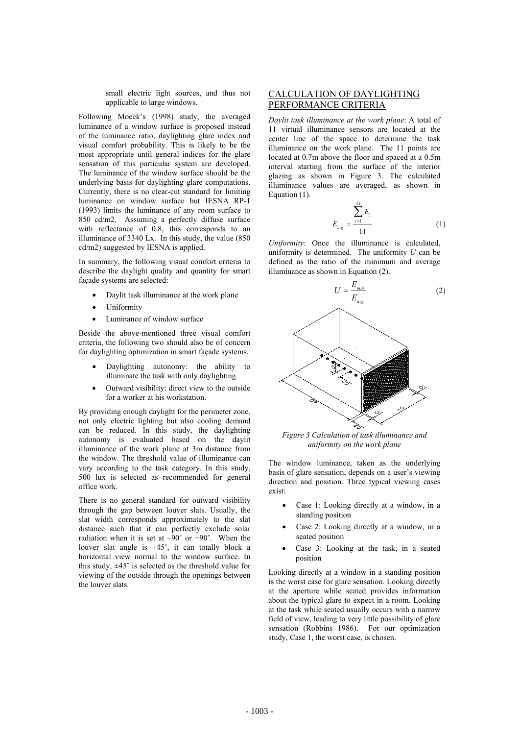small electric light sources, and thus not applicable to large windows.

Following Moeck's (1998) study, the averaged luminance of a window surface is proposed instead of the luminance ratio, daylighting glare index and visual comfort probability. This is likely to be the most appropriate until general indices for the glare sensation of this particular system are developed. The luminance of the window surface should be the underlying basis for daylighting glare computations. Currently, there is no clear-cut standard for limiting luminance on window surface but IESNA RP-1 (1993) limits the luminance of any room surface to 850 cd/m2. Assuming a perfectly diffuse surface with reflectance of 0.8, this corresponds to an illuminance of 3340 Lx. In this study, the value (850 cd/m2) suggested by IESNA is applied.

In summary, the following visual comfort criteria to describe the daylight quality and quantity for smart façade systems are selected:

- Daylit task illuminance at the work plane
- Uniformity
- Luminance of window surface

Beside the above-mentioned three visual comfort criteria, the following two should also be of concern for daylighting optimization in smart façade systems.

- Daylighting autonomy: the ability to illuminate the task with only daylighting.
- Outward visibility: direct view to the outside for a worker at his workstation.

By providing enough daylight for the perimeter zone, not only electric lighting but also cooling demand can be reduced. In this study, the daylighting autonomy is evaluated based on the daylit illuminance of the work plane at 3m distance from the window. The threshold value of illuminance can vary according to the task category. In this study, 500 lux is selected as recommended for general office work.

There is no general standard for outward visibility through the gap between louver slats. Usually, the slat width corresponds approximately to the slat distance such that it can perfectly exclude solar radiation when it is set at –90˚ or +90˚. When the louver slat angle is ±45˚, it can totally block a horizontal view normal to the window surface. In this study, ±45˚ is selected as the threshold value for viewing of the outside through the openings between the louver slats.

## CALCULATION OF DAYLIGHTING PERFORMANCE CRITERIA

*Daylit task illuminance at the work plane*: A total of 11 virtual illuminance sensors are located at the center line of the space to determine the task illuminance on the work plane. The 11 points are located at 0.7m above the floor and spaced at a 0.5m interval starting from the surface of the interior glazing as shown in Figure 3. The calculated illuminance values are averaged, as shown in Equation (1).

$$E_{avg} = \frac{\sum_{i=1}^{11} E_i}{11} \tag{1}$$

*Uniformity*: Once the illuminance is calculated, uniformity is determined. The uniformity $U$ can be defined as the ratio of the minimum and average illuminance as shown in Equation (2).

$$U = \frac{E_{min}}{E_{avg}} \tag{2}$$

*Figure 3 Calculation of task illuminance and uniformity on the work plane*

The window luminance, taken as the underlying basis of glare sensation, depends on a user's viewing direction and position. Three typical viewing cases exist:

- Case 1: Looking directly at a window, in a standing position
- Case 2: Looking directly at a window, in a seated position
- Case 3: Looking at the task, in a seated position

Looking directly at a window in a standing position is the worst case for glare sensation. Looking directly at the aperture while seated provides information about the typical glare to expect in a room. Looking at the task while seated usually occurs with a narrow field of view, leading to very little possibility of glare sensation (Robbins 1986). For our optimization study, Case 1, the worst case, is chosen.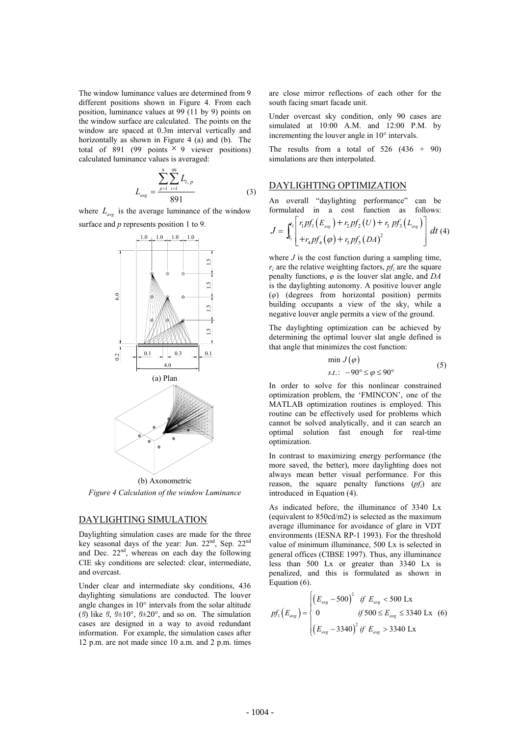The window luminance values are determined from 9 different positions shown in Figure 4. From each position, luminance values at 99 (11 by 9) points on the window surface are calculated. The points on the window are spaced at 0.3m interval vertically and horizontally as shown in Figure 4 (a) and (b). The total of 891 (99 points × 9 viewer positions) calculated luminance values is averaged:

$$L_{avg} = \frac{\sum_{p=1}^{9}\sum_{i=1}^{99} L_{i,p}}{891} \tag{3}$$

where $L_{avg}$ is the average luminance of the window surface and $p$ represents position 1 to 9.

(a) Plan

(b) Axonometric

*Figure 4 Calculation of the window Luminance*

## DAYLIGHTING SIMULATION

Daylighting simulation cases are made for the three key seasonal days of the year: Jun. 22[nd], Sep. 22[nd] and Dec. 22[nd], whereas on each day the following CIE sky conditions are selected: clear, intermediate, and overcast.

Under clear and intermediate sky conditions, 436 daylighting simulations are conducted. The louver angle changes in 10° intervals from the solar altitude ($\beta$) like $\beta$, $\beta\pm10°$, $\beta\pm20°$, and so on. The simulation cases are designed in a way to avoid redundant information. For example, the simulation cases after 12 p.m. are not made since 10 a.m. and 2 p.m. times are close mirror reflections of each other for the south facing smart facade unit.

Under overcast sky condition, only 90 cases are simulated at 10:00 A.M. and 12:00 P.M. by incrementing the louver angle in 10° intervals.

The results from a total of 526 (436 + 90) simulations are then interpolated.

## DAYLIGHTING OPTIMIZATION

An overall "daylighting performance" can be formulated in a cost function as follows:

$$J = \int_{t_1}^{t_2} \left[ \begin{array}{l} r_1 pf_1(E_{avg}) + r_2 pf_2(U) + r_3\ pf_3(L_{avg}) \\ + r_4 pf_4(\varphi) + r_5 pf_5(DA)^2 \end{array} \right] dt \tag{4}$$

where $J$ is the cost function during a sampling time, $r_i$ are the relative weighting factors, $pf_i$ are the square penalty functions, $\varphi$ is the louver slat angle, and $DA$ is the daylighting autonomy. A positive louver angle ($\varphi$) (degrees from horizontal position) permits building occupants a view of the sky, while a negative louver angle permits a view of the ground.

The daylighting optimization can be achieved by determining the optimal louver slat angle defined is that angle that minimizes the cost function:

$$\begin{array}{l} \min J(\varphi) \\ s.t.:\ -90° \le \varphi \le 90° \end{array} \tag{5}$$

In order to solve for this nonlinear constrained optimization problem, the 'FMINCON', one of the MATLAB optimization routines is employed. This routine can be effectively used for problems which cannot be solved analytically, and it can search an optimal solution fast enough for real-time optimization.

In contrast to maximizing energy performance (the more saved, the better), more daylighting does not always mean better visual performance. For this reason, the square penalty functions ($pf_i$) are introduced in Equation (4).

As indicated before, the illuminance of 3340 Lx (equivalent to 850cd/m2) is selected as the maximum average illuminance for avoidance of glare in VDT environments (IESNA RP-1 1993). For the threshold value of minimum illuminance, 500 Lx is selected in general offices (CIBSE 1997). Thus, any illuminance less than 500 Lx or greater than 3340 Lx is penalized, and this is formulated as shown in Equation (6).

$$pf_1(E_{avg}) = \begin{cases} (E_{avg} - 500)^2 & if\ E_{avg} < 500 \text{ Lx} \\ 0 & if\ 500 \le E_{avg} \le 3340 \text{ Lx} \\ (E_{avg} - 3340)^2 & if\ E_{avg} > 3340 \text{ Lx} \end{cases} \tag{6}$$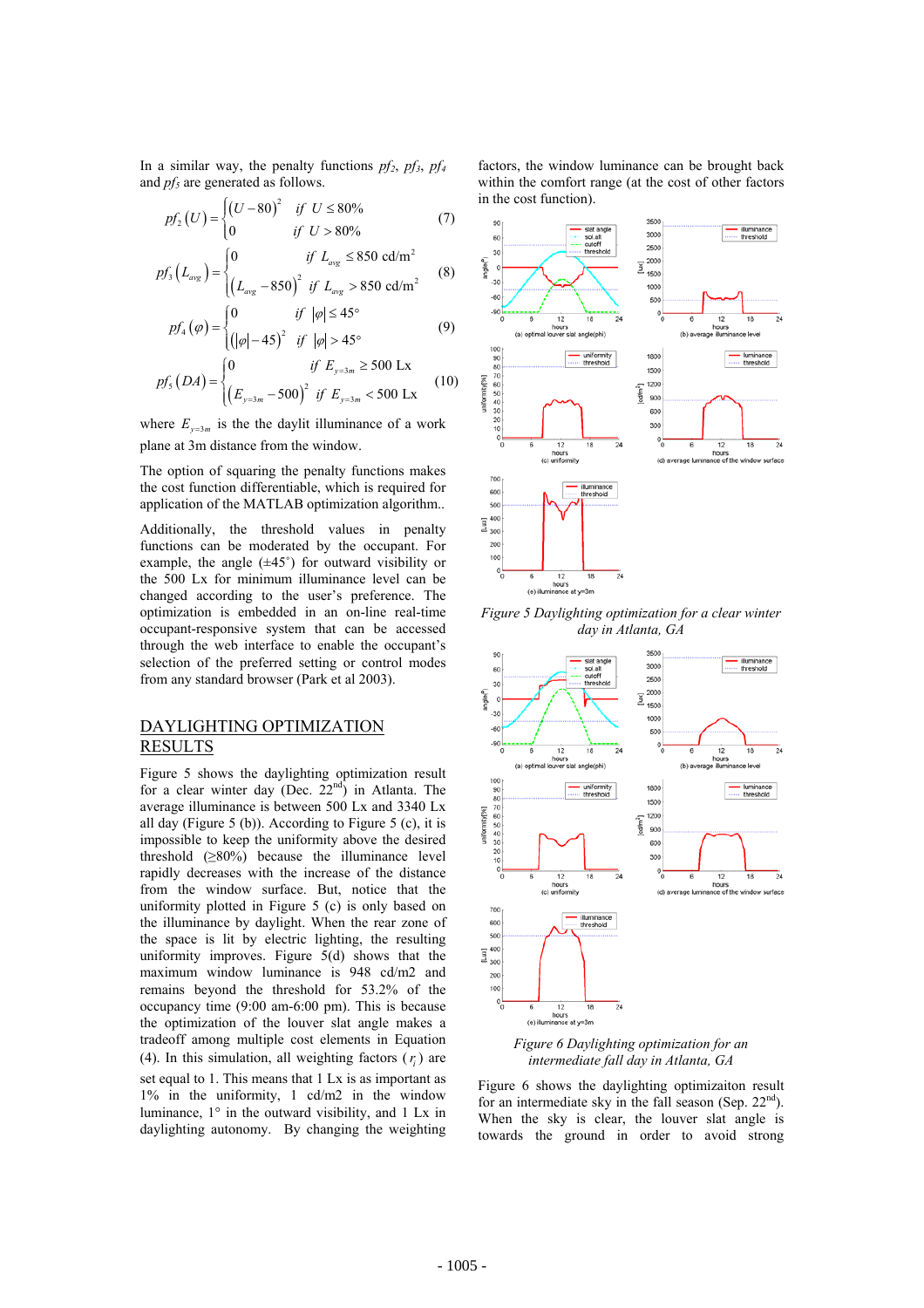In a similar way, the penalty functions $pf_2$, $pf_3$, $pf_4$ and $pf_5$ are generated as follows.

$$pf_2(U) = \begin{cases} (U-80)^2 & \text{if } U \le 80\% \\ 0 & \text{if } U > 80\% \end{cases} \quad (7)$$

$$pf_3(L_{avg}) = \begin{cases} 0 & \text{if } L_{avg} \le 850 \text{ cd/m}^2 \\ (L_{avg}-850)^2 & \text{if } L_{avg} > 850 \text{ cd/m}^2 \end{cases} \quad (8)$$

$$pf_4(\varphi) = \begin{cases} 0 & \text{if } |\varphi| \le 45° \\ (|\varphi|-45)^2 & \text{if } |\varphi| > 45° \end{cases} \quad (9)$$

$$pf_5(DA) = \begin{cases} 0 & \text{if } E_{y=3m} \ge 500 \text{ Lx} \\ (E_{y=3m}-500)^2 & \text{if } E_{y=3m} < 500 \text{ Lx} \end{cases} \quad (10)$$

where $E_{y=3m}$ is the the daylit illuminance of a work plane at 3m distance from the window.

The option of squaring the penalty functions makes the cost function differentiable, which is required for application of the MATLAB optimization algorithm..

Additionally, the threshold values in penalty functions can be moderated by the occupant. For example, the angle (±45˚) for outward visibility or the 500 Lx for minimum illuminance level can be changed according to the user's preference. The optimization is embedded in an on-line real-time occupant-responsive system that can be accessed through the web interface to enable the occupant's selection of the preferred setting or control modes from any standard browser (Park et al 2003).

## DAYLIGHTING OPTIMIZATION RESULTS

Figure 5 shows the daylighting optimization result for a clear winter day (Dec. 22nd) in Atlanta. The average illuminance is between 500 Lx and 3340 Lx all day (Figure 5 (b)). According to Figure 5 (c), it is impossible to keep the uniformity above the desired threshold (≥80%) because the illuminance level rapidly decreases with the increase of the distance from the window surface. But, notice that the uniformity plotted in Figure 5 (c) is only based on the illuminance by daylight. When the rear zone of the space is lit by electric lighting, the resulting uniformity improves. Figure 5(d) shows that the maximum window luminance is 948 cd/m2 and remains beyond the threshold for 53.2% of the occupancy time (9:00 am-6:00 pm). This is because the optimization of the louver slat angle makes a tradeoff among multiple cost elements in Equation (4). In this simulation, all weighting factors ($r_i$) are set equal to 1. This means that 1 Lx is as important as 1% in the uniformity, 1 cd/m2 in the window luminance, 1° in the outward visibility, and 1 Lx in daylighting autonomy. By changing the weighting factors, the window luminance can be brought back within the comfort range (at the cost of other factors in the cost function).

*Figure 5 Daylighting optimization for a clear winter day in Atlanta, GA*

*Figure 6 Daylighting optimization for an intermediate fall day in Atlanta, GA*

Figure 6 shows the daylighting optimizaiton result for an intermediate sky in the fall season (Sep. 22nd). When the sky is clear, the louver slat angle is towards the ground in order to avoid strong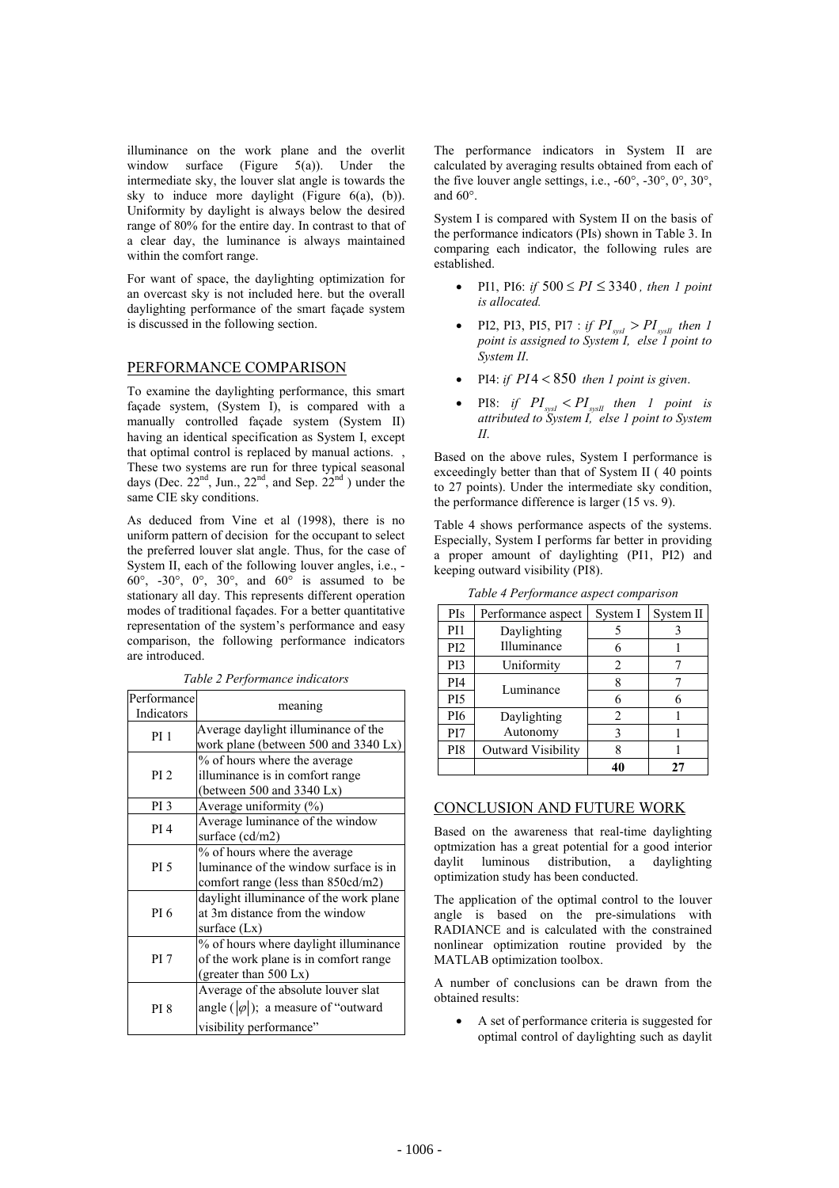illuminance on the work plane and the overlit window surface (Figure 5(a)). Under the intermediate sky, the louver slat angle is towards the sky to induce more daylight (Figure 6(a), (b)). Uniformity by daylight is always below the desired range of 80% for the entire day. In contrast to that of a clear day, the luminance is always maintained within the comfort range.

For want of space, the daylighting optimization for an overcast sky is not included here. but the overall daylighting performance of the smart façade system is discussed in the following section.

## PERFORMANCE COMPARISON

To examine the daylighting performance, this smart façade system, (System I), is compared with a manually controlled façade system (System II) having an identical specification as System I, except that optimal control is replaced by manual actions. , These two systems are run for three typical seasonal days (Dec. 22[nd], Jun., 22[nd], and Sep. 22[nd] ) under the same CIE sky conditions.

As deduced from Vine et al (1998), there is no uniform pattern of decision for the occupant to select the preferred louver slat angle. Thus, for the case of System II, each of the following louver angles, i.e., -60°, -30°, 0°, 30°, and 60° is assumed to be stationary all day. This represents different operation modes of traditional façades. For a better quantitative representation of the system's performance and easy comparison, the following performance indicators are introduced.

*Table 2 Performance indicators*

| Performance Indicators | meaning |
|---|---|
| PI 1 | Average daylight illuminance of the work plane (between 500 and 3340 Lx) |
| PI 2 | % of hours where the average illuminance is in comfort range (between 500 and 3340 Lx) |
| PI 3 | Average uniformity (%) |
| PI 4 | Average luminance of the window surface (cd/m2) |
| PI 5 | % of hours where the average luminance of the window surface is in comfort range (less than 850cd/m2) |
| PI 6 | daylight illuminance of the work plane at 3m distance from the window surface (Lx) |
| PI 7 | % of hours where daylight illuminance of the work plane is in comfort range (greater than 500 Lx) |
| PI 8 | Average of the absolute louver slat angle ($\|\varphi\|$); a measure of "outward visibility performance" |

The performance indicators in System II are calculated by averaging results obtained from each of the five louver angle settings, i.e., -60°, -30°, 0°, 30°, and 60°.

System I is compared with System II on the basis of the performance indicators (PIs) shown in Table 3. In comparing each indicator, the following rules are established.

- PI1, PI6: *if* $500 \le PI \le 3340$ *, then 1 point is allocated.*
- PI2, PI3, PI5, PI7 : *if* $PI_{sysI} > PI_{sysII}$ *then 1 point is assigned to System I, else 1 point to System II.*
- PI4: *if* $PI4 < 850$ *then 1 point is given*.
- PI8: *if* $PI_{sysI} < PI_{sysII}$ *then 1 point is attributed to System I, else 1 point to System II.*

Based on the above rules, System I performance is exceedingly better than that of System II ( 40 points to 27 points). Under the intermediate sky condition, the performance difference is larger (15 vs. 9).

Table 4 shows performance aspects of the systems. Especially, System I performs far better in providing a proper amount of daylighting (PI1, PI2) and keeping outward visibility (PI8).

*Table 4 Performance aspect comparison*

| PIs | Performance aspect | System I | System II |
|---|---|---|---|
| PI1 | Daylighting Illuminance | 5 | 3 |
| PI2 | | 6 | 1 |
| PI3 | Uniformity | 2 | 7 |
| PI4 | Luminance | 8 | 7 |
| PI5 | | 6 | 6 |
| PI6 | Daylighting Autonomy | 2 | 1 |
| PI7 | | 3 | 1 |
| PI8 | Outward Visibility | 8 | 1 |
| | | **40** | **27** |

## CONCLUSION AND FUTURE WORK

Based on the awareness that real-time daylighting optmization has a great potential for a good interior daylit luminous distribution, a daylighting optimization study has been conducted.

The application of the optimal control to the louver angle is based on the pre-simulations with RADIANCE and is calculated with the constrained nonlinear optimization routine provided by the MATLAB optimization toolbox.

A number of conclusions can be drawn from the obtained results:

- A set of performance criteria is suggested for optimal control of daylighting such as daylit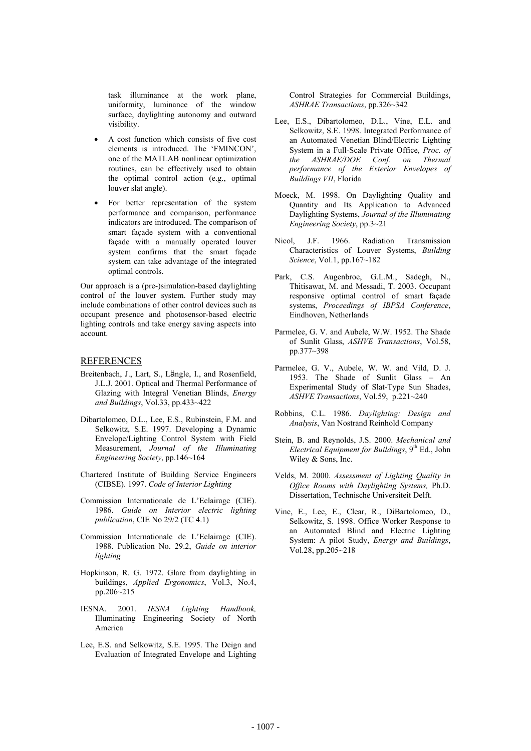task illuminance at the work plane, uniformity, luminance of the window surface, daylighting autonomy and outward visibility.

- A cost function which consists of five cost elements is introduced. The 'FMINCON', one of the MATLAB nonlinear optimization routines, can be effectively used to obtain the optimal control action (e.g., optimal louver slat angle).
- For better representation of the system performance and comparison, performance indicators are introduced. The comparison of smart façade system with a conventional façade with a manually operated louver system confirms that the smart façade system can take advantage of the integrated optimal controls.

Our approach is a (pre-)simulation-based daylighting control of the louver system. Further study may include combinations of other control devices such as occupant presence and photosensor-based electric lighting controls and take energy saving aspects into account.

## REFERENCES

Breitenbach, J., Lart, S., Längle, I., and Rosenfield, J.L.J. 2001. Optical and Thermal Performance of Glazing with Integral Venetian Blinds, *Energy and Buildings*, Vol.33, pp.433~422

Dibartolomeo, D.L., Lee, E.S., Rubinstein, F.M. and Selkowitz, S.E. 1997. Developing a Dynamic Envelope/Lighting Control System with Field Measurement, *Journal of the Illuminating Engineering Society*, pp.146~164

Chartered Institute of Building Service Engineers (CIBSE). 1997. *Code of Interior Lighting*

Commission Internationale de L'Eclairage (CIE). 1986. *Guide on Interior electric lighting publication*, CIE No 29/2 (TC 4.1)

Commission Internationale de L'Eclairage (CIE). 1988. Publication No. 29.2, *Guide on interior lighting*

Hopkinson, R. G. 1972. Glare from daylighting in buildings, *Applied Ergonomics*, Vol.3, No.4, pp.206~215

IESNA. 2001. *IESNA Lighting Handbook,* Illuminating Engineering Society of North America

Lee, E.S. and Selkowitz, S.E. 1995. The Deign and Evaluation of Integrated Envelope and Lighting Control Strategies for Commercial Buildings, *ASHRAE Transactions*, pp.326~342

Lee, E.S., Dibartolomeo, D.L., Vine, E.L. and Selkowitz, S.E. 1998. Integrated Performance of an Automated Venetian Blind/Electric Lighting System in a Full-Scale Private Office, *Proc. of the ASHRAE/DOE Conf. on Thermal performance of the Exterior Envelopes of Buildings VII*, Florida

Moeck, M. 1998. On Daylighting Quality and Quantity and Its Application to Advanced Daylighting Systems, *Journal of the Illuminating Engineering Society*, pp.3~21

Nicol, J.F. 1966. Radiation Transmission Characteristics of Louver Systems, *Building Science*, Vol.1, pp.167~182

Park, C.S. Augenbroe, G.L.M., Sadegh, N., Thitisawat, M. and Messadi, T. 2003. Occupant responsive optimal control of smart façade systems, *Proceedings of IBPSA Conference*, Eindhoven, Netherlands

Parmelee, G. V. and Aubele, W.W. 1952. The Shade of Sunlit Glass, *ASHVE Transactions*, Vol.58, pp.377~398

Parmelee, G. V., Aubele, W. W. and Vild, D. J. 1953. The Shade of Sunlit Glass – An Experimental Study of Slat-Type Sun Shades, *ASHVE Transactions*, Vol.59, p.221~240

Robbins, C.L. 1986. *Daylighting: Design and Analysis*, Van Nostrand Reinhold Company

Stein, B. and Reynolds, J.S. 2000. *Mechanical and Electrical Equipment for Buildings*, 9th Ed., John Wiley & Sons, Inc.

Velds, M. 2000. *Assessment of Lighting Quality in Office Rooms with Daylighting Systems,* Ph.D. Dissertation, Technische Universiteit Delft.

Vine, E., Lee, E., Clear, R., DiBartolomeo, D., Selkowitz, S. 1998. Office Worker Response to an Automated Blind and Electric Lighting System: A pilot Study, *Energy and Buildings*, Vol.28, pp.205~218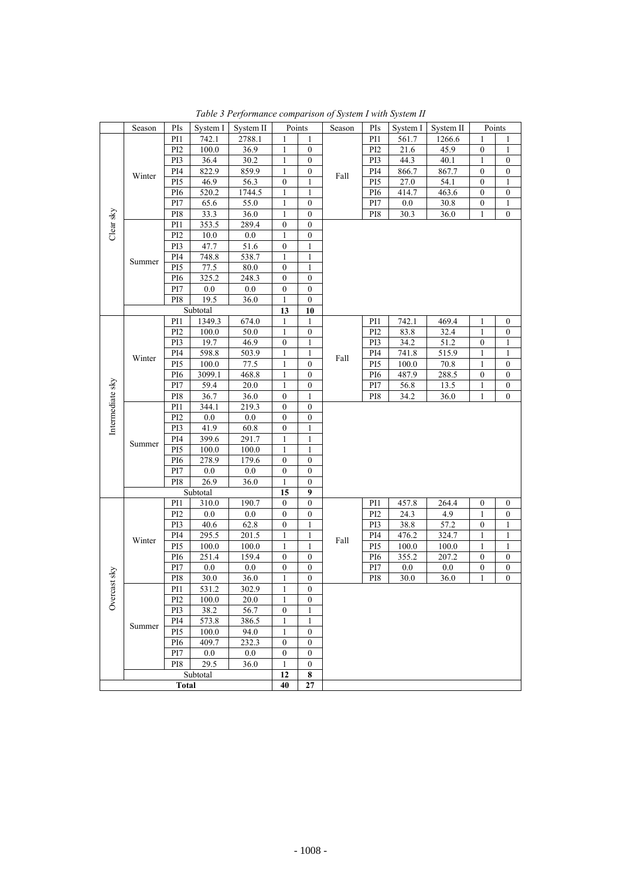*Table 3 Performance comparison of System I with System II*

| | Season | PIs | System I | System II | Points | | Season | PIs | System I | System II | Points | |
|---|---|---|---|---|---|---|---|---|---|---|---|---|
| Clear sky | Winter | PI1 | 742.1 | 2788.1 | 1 | 1 | Fall | PI1 | 561.7 | 1266.6 | 1 | 1 |
| | | PI2 | 100.0 | 36.9 | 1 | 0 | | PI2 | 21.6 | 45.9 | 0 | 1 |
| | | PI3 | 36.4 | 30.2 | 1 | 0 | | PI3 | 44.3 | 40.1 | 1 | 0 |
| | | PI4 | 822.9 | 859.9 | 1 | 0 | | PI4 | 866.7 | 867.7 | 0 | 0 |
| | | PI5 | 46.9 | 56.3 | 0 | 1 | | PI5 | 27.0 | 54.1 | 0 | 1 |
| | | PI6 | 520.2 | 1744.5 | 1 | 1 | | PI6 | 414.7 | 463.6 | 0 | 0 |
| | | PI7 | 65.6 | 55.0 | 1 | 0 | | PI7 | 0.0 | 30.8 | 0 | 1 |
| | | PI8 | 33.3 | 36.0 | 1 | 0 | | PI8 | 30.3 | 36.0 | 1 | 0 |
| | Summer | PI1 | 353.5 | 289.4 | 0 | 0 | | | | | | |
| | | PI2 | 10.0 | 0.0 | 1 | 0 | | | | | | |
| | | PI3 | 47.7 | 51.6 | 0 | 1 | | | | | | |
| | | PI4 | 748.8 | 538.7 | 1 | 1 | | | | | | |
| | | PI5 | 77.5 | 80.0 | 0 | 1 | | | | | | |
| | | PI6 | 325.2 | 248.3 | 0 | 0 | | | | | | |
| | | PI7 | 0.0 | 0.0 | 0 | 0 | | | | | | |
| | | PI8 | 19.5 | 36.0 | 1 | 0 | | | | | | |
| | Subtotal | | | | **13** | **10** | | | | | | |
| Intermediate sky | Winter | PI1 | 1349.3 | 674.0 | 1 | 1 | Fall | PI1 | 742.1 | 469.4 | 1 | 0 |
| | | PI2 | 100.0 | 50.0 | 1 | 0 | | PI2 | 83.8 | 32.4 | 1 | 0 |
| | | PI3 | 19.7 | 46.9 | 0 | 1 | | PI3 | 34.2 | 51.2 | 0 | 1 |
| | | PI4 | 598.8 | 503.9 | 1 | 1 | | PI4 | 741.8 | 515.9 | 1 | 1 |
| | | PI5 | 100.0 | 77.5 | 1 | 0 | | PI5 | 100.0 | 70.8 | 1 | 0 |
| | | PI6 | 3099.1 | 468.8 | 1 | 0 | | PI6 | 487.9 | 288.5 | 0 | 0 |
| | | PI7 | 59.4 | 20.0 | 1 | 0 | | PI7 | 56.8 | 13.5 | 1 | 0 |
| | | PI8 | 36.7 | 36.0 | 0 | 1 | | PI8 | 34.2 | 36.0 | 1 | 0 |
| | Summer | PI1 | 344.1 | 219.3 | 0 | 0 | | | | | | |
| | | PI2 | 0.0 | 0.0 | 0 | 0 | | | | | | |
| | | PI3 | 41.9 | 60.8 | 0 | 1 | | | | | | |
| | | PI4 | 399.6 | 291.7 | 1 | 1 | | | | | | |
| | | PI5 | 100.0 | 100.0 | 1 | 1 | | | | | | |
| | | PI6 | 278.9 | 179.6 | 0 | 0 | | | | | | |
| | | PI7 | 0.0 | 0.0 | 0 | 0 | | | | | | |
| | | PI8 | 26.9 | 36.0 | 1 | 0 | | | | | | |
| | Subtotal | | | | **15** | **9** | | | | | | |
| Overcast sky | Winter | PI1 | 310.0 | 190.7 | 0 | 0 | Fall | PI1 | 457.8 | 264.4 | 0 | 0 |
| | | PI2 | 0.0 | 0.0 | 0 | 0 | | PI2 | 24.3 | 4.9 | 1 | 0 |
| | | PI3 | 40.6 | 62.8 | 0 | 1 | | PI3 | 38.8 | 57.2 | 0 | 1 |
| | | PI4 | 295.5 | 201.5 | 1 | 1 | | PI4 | 476.2 | 324.7 | 1 | 1 |
| | | PI5 | 100.0 | 100.0 | 1 | 1 | | PI5 | 100.0 | 100.0 | 1 | 1 |
| | | PI6 | 251.4 | 159.4 | 0 | 0 | | PI6 | 355.2 | 207.2 | 0 | 0 |
| | | PI7 | 0.0 | 0.0 | 0 | 0 | | PI7 | 0.0 | 0.0 | 0 | 0 |
| | | PI8 | 30.0 | 36.0 | 1 | 0 | | PI8 | 30.0 | 36.0 | 1 | 0 |
| | Summer | PI1 | 531.2 | 302.9 | 1 | 0 | | | | | | |
| | | PI2 | 100.0 | 20.0 | 1 | 0 | | | | | | |
| | | PI3 | 38.2 | 56.7 | 0 | 1 | | | | | | |
| | | PI4 | 573.8 | 386.5 | 1 | 1 | | | | | | |
| | | PI5 | 100.0 | 94.0 | 1 | 0 | | | | | | |
| | | PI6 | 409.7 | 232.3 | 0 | 0 | | | | | | |
| | | PI7 | 0.0 | 0.0 | 0 | 0 | | | | | | |
| | | PI8 | 29.5 | 36.0 | 1 | 0 | | | | | | |
| | Subtotal | | | | **12** | **8** | | | | | | |
| **Total** | | | | | **40** | **27** | | | | | | |